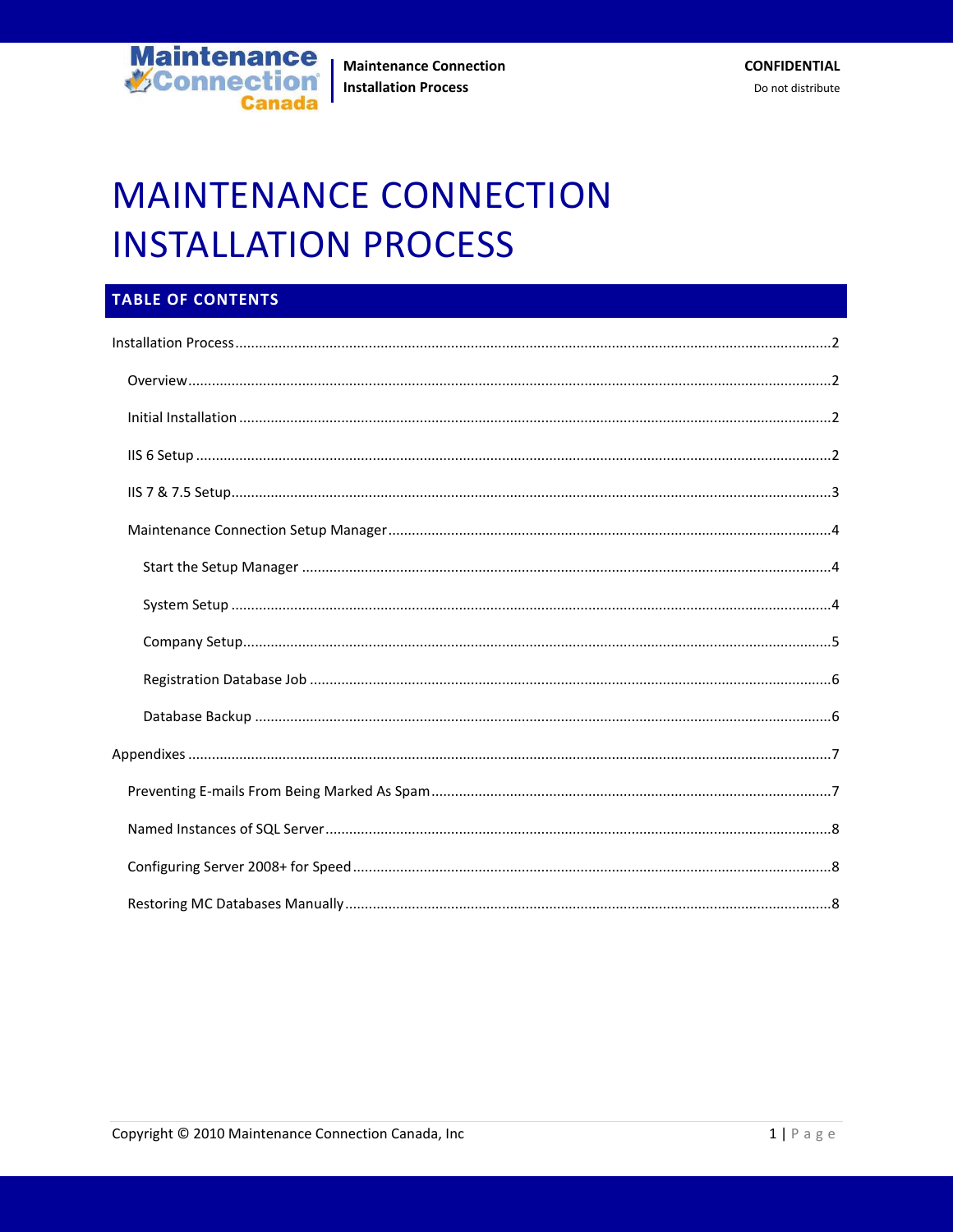# MAINTENANCE CONNECTION INSTALLATION PROCESS

## TABLE OF CONTENTS

- Installation Process ....................................................................................................................................2
  - Overview ....................................................................................................................................2
  - Initial Installation ....................................................................................................................................2
  - IIS 6 Setup ....................................................................................................................................2
  - IIS 7 & 7.5 Setup ....................................................................................................................................3
  - Maintenance Connection Setup Manager ....................................................................................................................................4
    - Start the Setup Manager ....................................................................................................................................4
    - System Setup ....................................................................................................................................4
    - Company Setup ....................................................................................................................................5
    - Registration Database Job ....................................................................................................................................6
    - Database Backup ....................................................................................................................................6
- Appendixes ....................................................................................................................................7
  - Preventing E-mails From Being Marked As Spam ....................................................................................................................................7
  - Named Instances of SQL Server ....................................................................................................................................8
  - Configuring Server 2008+ for Speed ....................................................................................................................................8
  - Restoring MC Databases Manually ....................................................................................................................................8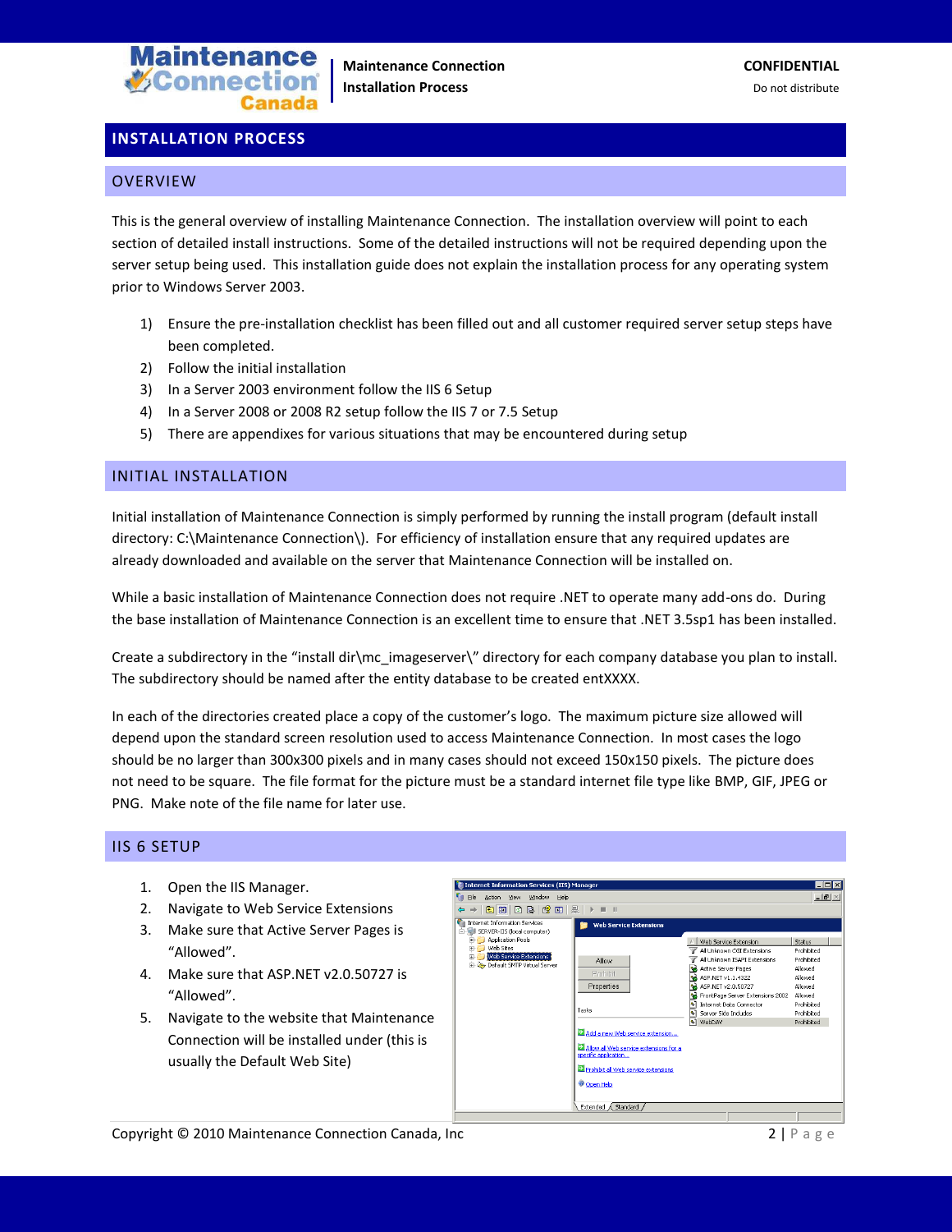# INSTALLATION PROCESS

## OVERVIEW

This is the general overview of installing Maintenance Connection. The installation overview will point to each section of detailed install instructions. Some of the detailed instructions will not be required depending upon the server setup being used. This installation guide does not explain the installation process for any operating system prior to Windows Server 2003.

1) Ensure the pre-installation checklist has been filled out and all customer required server setup steps have been completed.
2) Follow the initial installation
3) In a Server 2003 environment follow the IIS 6 Setup
4) In a Server 2008 or 2008 R2 setup follow the IIS 7 or 7.5 Setup
5) There are appendixes for various situations that may be encountered during setup

## INITIAL INSTALLATION

Initial installation of Maintenance Connection is simply performed by running the install program (default install directory: C:\Maintenance Connection\). For efficiency of installation ensure that any required updates are already downloaded and available on the server that Maintenance Connection will be installed on.

While a basic installation of Maintenance Connection does not require .NET to operate many add-ons do. During the base installation of Maintenance Connection is an excellent time to ensure that .NET 3.5sp1 has been installed.

Create a subdirectory in the "install dir\mc_imageserver\" directory for each company database you plan to install. The subdirectory should be named after the entity database to be created entXXXX.

In each of the directories created place a copy of the customer's logo. The maximum picture size allowed will depend upon the standard screen resolution used to access Maintenance Connection. In most cases the logo should be no larger than 300x300 pixels and in many cases should not exceed 150x150 pixels. The picture does not need to be square. The file format for the picture must be a standard internet file type like BMP, GIF, JPEG or PNG. Make note of the file name for later use.

## IIS 6 SETUP

1. Open the IIS Manager.
2. Navigate to Web Service Extensions
3. Make sure that Active Server Pages is "Allowed".
4. Make sure that ASP.NET v2.0.50727 is "Allowed".
5. Navigate to the website that Maintenance Connection will be installed under (this is usually the Default Web Site)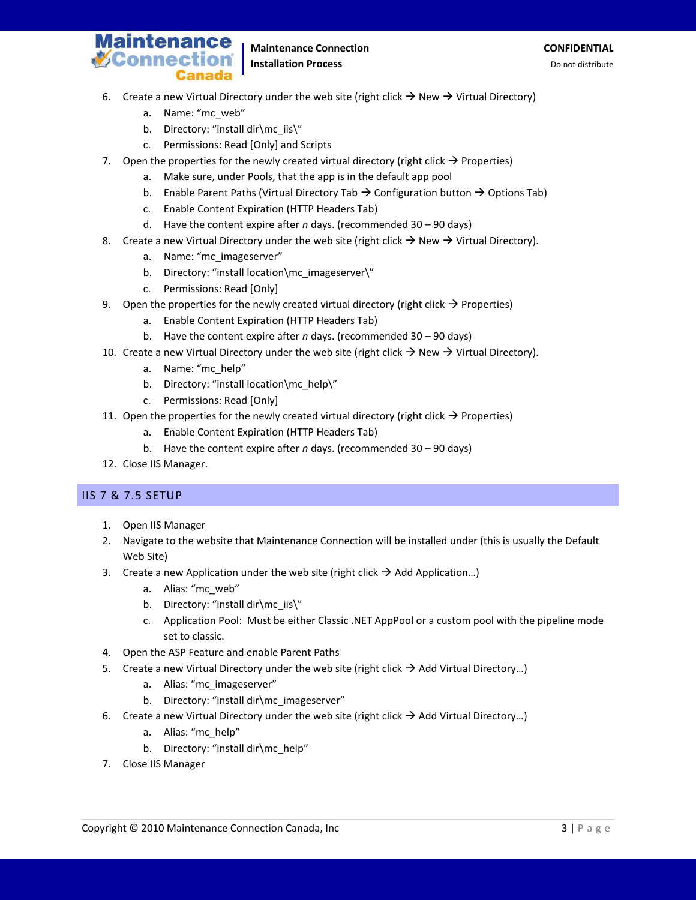6. Create a new Virtual Directory under the web site (right click → New → Virtual Directory)
   a. Name: “mc_web”
   b. Directory: “install dir\mc_iis\”
   c. Permissions: Read [Only] and Scripts
7. Open the properties for the newly created virtual directory (right click → Properties)
   a. Make sure, under Pools, that the app is in the default app pool
   b. Enable Parent Paths (Virtual Directory Tab → Configuration button → Options Tab)
   c. Enable Content Expiration (HTTP Headers Tab)
   d. Have the content expire after *n* days. (recommended 30 – 90 days)
8. Create a new Virtual Directory under the web site (right click → New → Virtual Directory).
   a. Name: “mc_imageserver”
   b. Directory: “install location\mc_imageserver\”
   c. Permissions: Read [Only]
9. Open the properties for the newly created virtual directory (right click → Properties)
   a. Enable Content Expiration (HTTP Headers Tab)
   b. Have the content expire after *n* days. (recommended 30 – 90 days)
10. Create a new Virtual Directory under the web site (right click → New → Virtual Directory).
    a. Name: “mc_help”
    b. Directory: “install location\mc_help\”
    c. Permissions: Read [Only]
11. Open the properties for the newly created virtual directory (right click → Properties)
    a. Enable Content Expiration (HTTP Headers Tab)
    b. Have the content expire after *n* days. (recommended 30 – 90 days)
12. Close IIS Manager.

## IIS 7 & 7.5 SETUP

1. Open IIS Manager
2. Navigate to the website that Maintenance Connection will be installed under (this is usually the Default Web Site)
3. Create a new Application under the web site (right click → Add Application…)
   a. Alias: “mc_web”
   b. Directory: “install dir\mc_iis\”
   c. Application Pool: Must be either Classic .NET AppPool or a custom pool with the pipeline mode set to classic.
4. Open the ASP Feature and enable Parent Paths
5. Create a new Virtual Directory under the web site (right click → Add Virtual Directory…)
   a. Alias: “mc_imageserver”
   b. Directory: “install dir\mc_imageserver”
6. Create a new Virtual Directory under the web site (right click → Add Virtual Directory…)
   a. Alias: “mc_help”
   b. Directory: “install dir\mc_help”
7. Close IIS Manager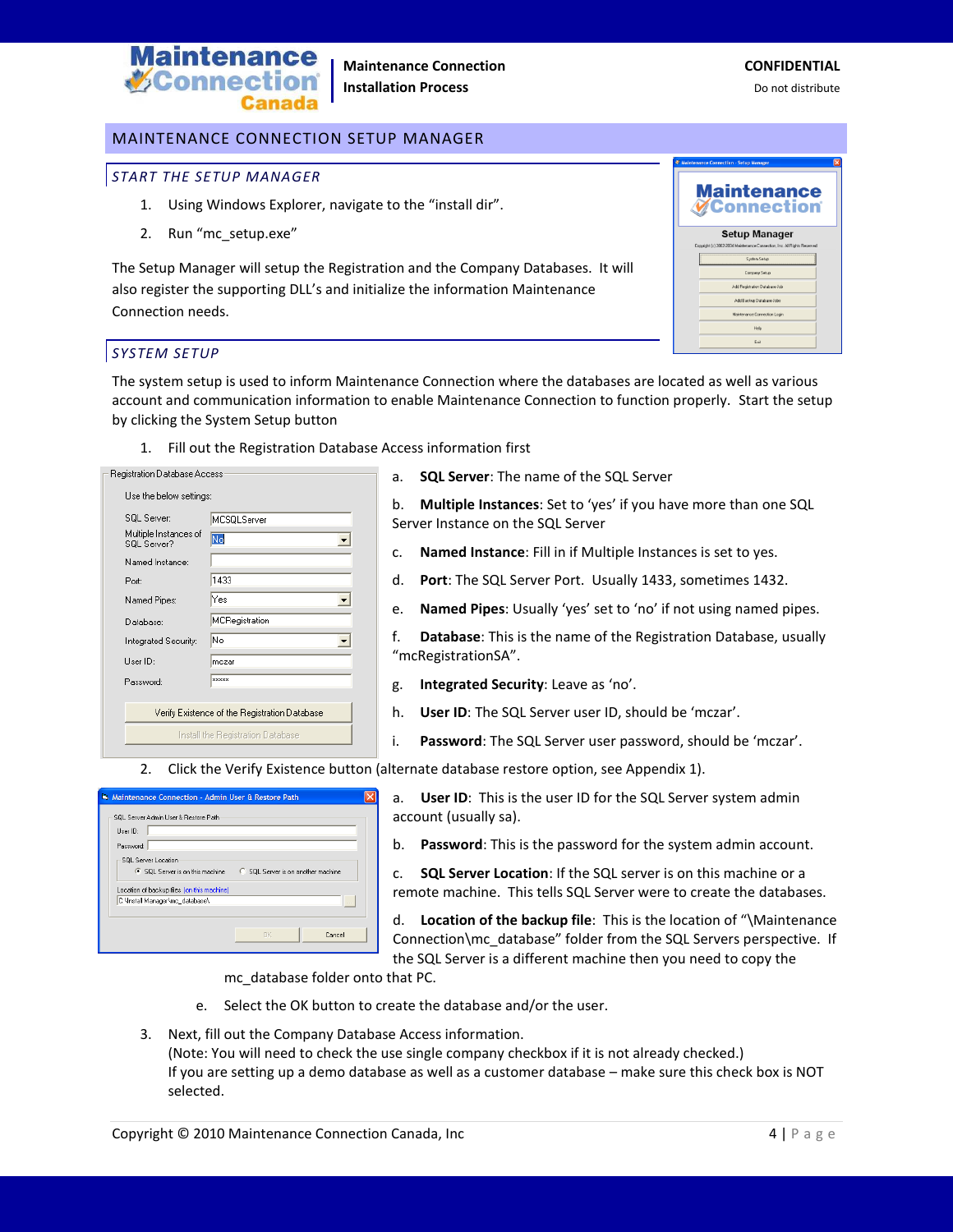## MAINTENANCE CONNECTION SETUP MANAGER

### START THE SETUP MANAGER

1. Using Windows Explorer, navigate to the "install dir".
2. Run "mc_setup.exe"

The Setup Manager will setup the Registration and the Company Databases. It will also register the supporting DLL's and initialize the information Maintenance Connection needs.

### SYSTEM SETUP

The system setup is used to inform Maintenance Connection where the databases are located as well as various account and communication information to enable Maintenance Connection to function properly. Start the setup by clicking the System Setup button

1. Fill out the Registration Database Access information first

   a. **SQL Server**: The name of the SQL Server

   b. **Multiple Instances**: Set to 'yes' if you have more than one SQL Server Instance on the SQL Server

   c. **Named Instance**: Fill in if Multiple Instances is set to yes.

   d. **Port**: The SQL Server Port. Usually 1433, sometimes 1432.

   e. **Named Pipes**: Usually 'yes' set to 'no' if not using named pipes.

   f. **Database**: This is the name of the Registration Database, usually "mcRegistrationSA".

   g. **Integrated Security**: Leave as 'no'.

   h. **User ID**: The SQL Server user ID, should be 'mczar'.

   i. **Password**: The SQL Server user password, should be 'mczar'.

2. Click the Verify Existence button (alternate database restore option, see Appendix 1).

   a. **User ID**: This is the user ID for the SQL Server system admin account (usually sa).

   b. **Password**: This is the password for the system admin account.

   c. **SQL Server Location**: If the SQL server is on this machine or a remote machine. This tells SQL Server were to create the databases.

   d. **Location of the backup file**: This is the location of "\Maintenance Connection\mc_database" folder from the SQL Servers perspective. If the SQL Server is a different machine then you need to copy the mc_database folder onto that PC.

   e. Select the OK button to create the database and/or the user.

3. Next, fill out the Company Database Access information.
   (Note: You will need to check the use single company checkbox if it is not already checked.)
   If you are setting up a demo database as well as a customer database – make sure this check box is NOT selected.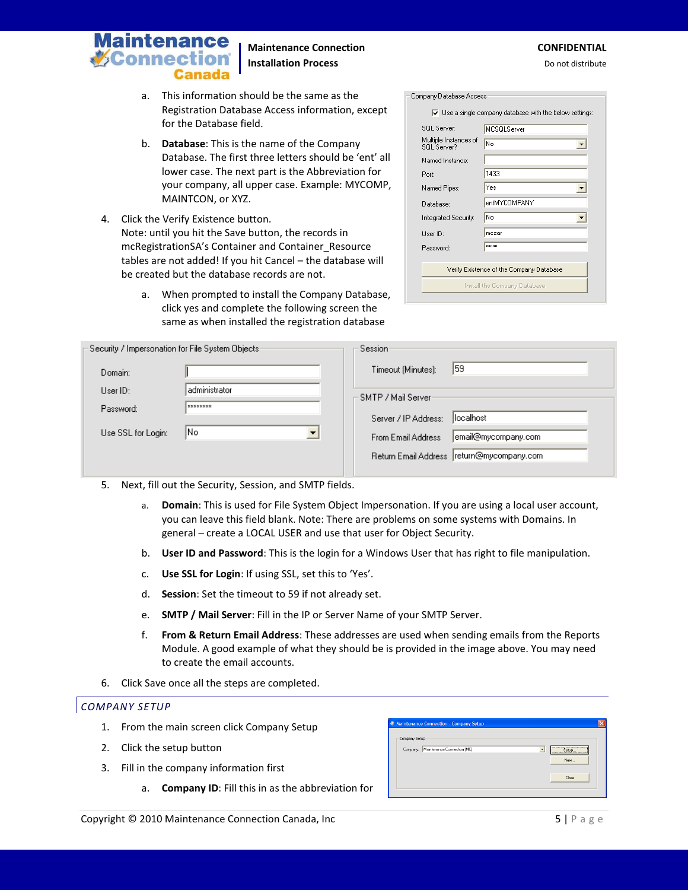a. This information should be the same as the Registration Database Access information, except for the Database field.

   b. **Database**: This is the name of the Company Database. The first three letters should be 'ent' all lower case. The next part is the Abbreviation for your company, all upper case. Example: MYCOMP, MAINTCON, or XYZ.

4. Click the Verify Existence button.
   Note: until you hit the Save button, the records in mcRegistrationSA's Container and Container_Resource tables are not added! If you hit Cancel – the database will be created but the database records are not.

   a. When prompted to install the Company Database, click yes and complete the following screen the same as when installed the registration database

5. Next, fill out the Security, Session, and SMTP fields.

   a. **Domain**: This is used for File System Object Impersonation. If you are using a local user account, you can leave this field blank. Note: There are problems on some systems with Domains. In general – create a LOCAL USER and use that user for Object Security.

   b. **User ID and Password**: This is the login for a Windows User that has right to file manipulation.

   c. **Use SSL for Login**: If using SSL, set this to 'Yes'.

   d. **Session**: Set the timeout to 59 if not already set.

   e. **SMTP / Mail Server**: Fill in the IP or Server Name of your SMTP Server.

   f. **From & Return Email Address**: These addresses are used when sending emails from the Reports Module. A good example of what they should be is provided in the image above. You may need to create the email accounts.

6. Click Save once all the steps are completed.

## *COMPANY SETUP*

1. From the main screen click Company Setup
2. Click the setup button
3. Fill in the company information first

   a. **Company ID**: Fill this in as the abbreviation for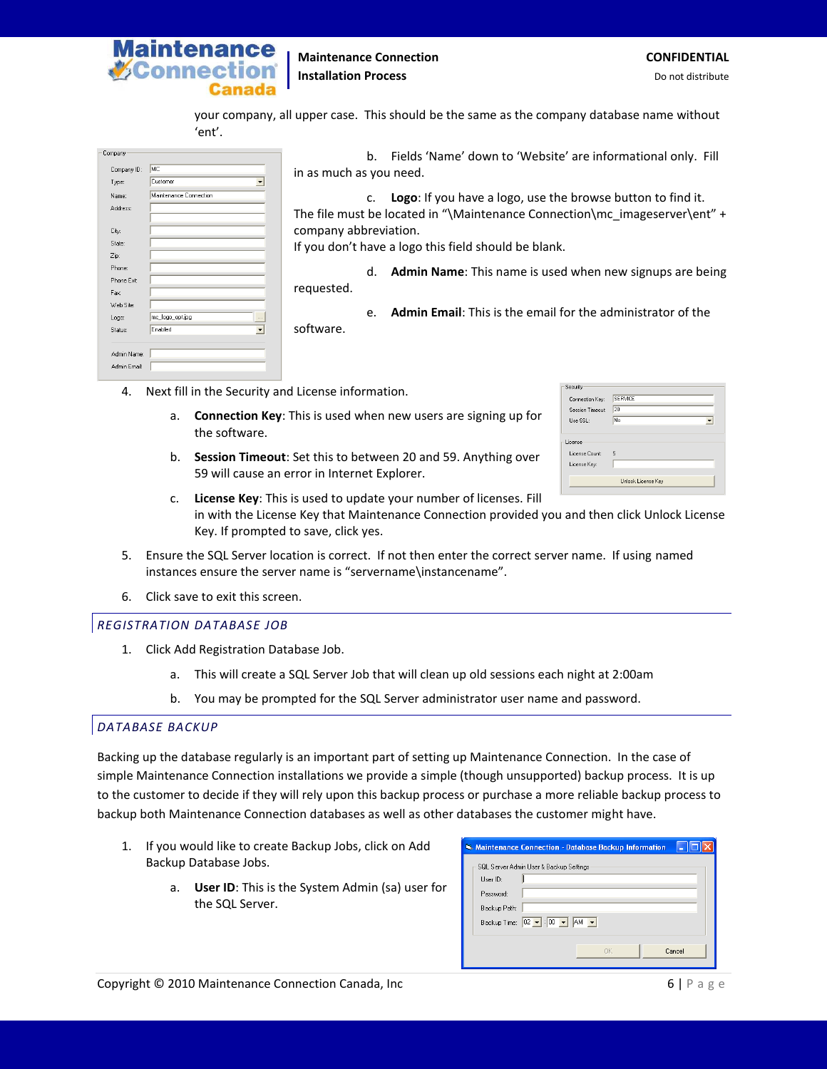your company, all upper case. This should be the same as the company database name without 'ent'.

b. Fields 'Name' down to 'Website' are informational only. Fill in as much as you need.

c. **Logo**: If you have a logo, use the browse button to find it. The file must be located in "\Maintenance Connection\mc_imageserver\ent" + company abbreviation.
If you don't have a logo this field should be blank.

d. **Admin Name**: This name is used when new signups are being requested.

e. **Admin Email**: This is the email for the administrator of the software.

4. Next fill in the Security and License information.

   a. **Connection Key**: This is used when new users are signing up for the software.

   b. **Session Timeout**: Set this to between 20 and 59. Anything over 59 will cause an error in Internet Explorer.

   c. **License Key**: This is used to update your number of licenses. Fill in with the License Key that Maintenance Connection provided you and then click Unlock License Key. If prompted to save, click yes.

5. Ensure the SQL Server location is correct. If not then enter the correct server name. If using named instances ensure the server name is "servername\instancename".

6. Click save to exit this screen.

## *REGISTRATION DATABASE JOB*

1. Click Add Registration Database Job.

   a. This will create a SQL Server Job that will clean up old sessions each night at 2:00am

   b. You may be prompted for the SQL Server administrator user name and password.

## *DATABASE BACKUP*

Backing up the database regularly is an important part of setting up Maintenance Connection. In the case of simple Maintenance Connection installations we provide a simple (though unsupported) backup process. It is up to the customer to decide if they will rely upon this backup process or purchase a more reliable backup process to backup both Maintenance Connection databases as well as other databases the customer might have.

1. If you would like to create Backup Jobs, click on Add Backup Database Jobs.

   a. **User ID**: This is the System Admin (sa) user for the SQL Server.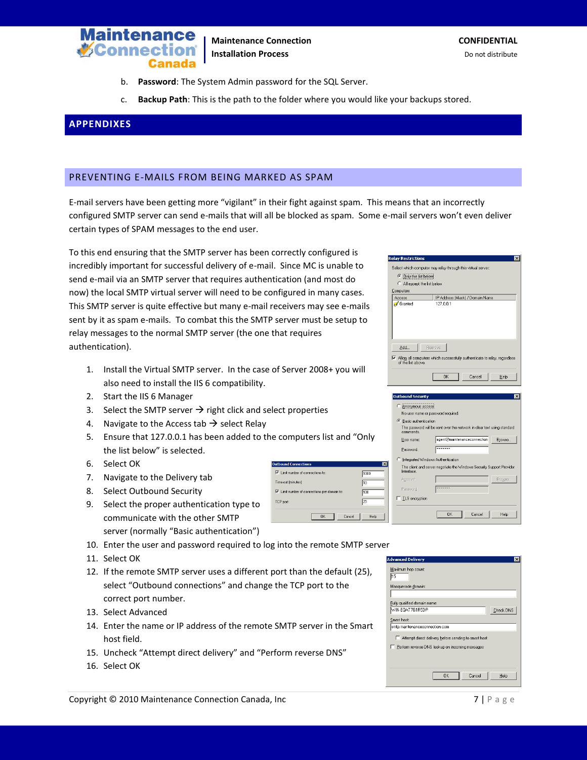b. **Password**: The System Admin password for the SQL Server.

c. **Backup Path**: This is the path to the folder where you would like your backups stored.

# APPENDIXES

## PREVENTING E-MAILS FROM BEING MARKED AS SPAM

E-mail servers have been getting more “vigilant” in their fight against spam. This means that an incorrectly configured SMTP server can send e-mails that will all be blocked as spam. Some e-mail servers won’t even deliver certain types of SPAM messages to the end user.

To this end ensuring that the SMTP server has been correctly configured is incredibly important for successful delivery of e-mail. Since MC is unable to send e-mail via an SMTP server that requires authentication (and most do now) the local SMTP virtual server will need to be configured in many cases. This SMTP server is quite effective but many e-mail receivers may see e-mails sent by it as spam e-mails. To combat this the SMTP server must be setup to relay messages to the normal SMTP server (the one that requires authentication).

1. Install the Virtual SMTP server. In the case of Server 2008+ you will also need to install the IIS 6 compatibility.
2. Start the IIS 6 Manager
3. Select the SMTP server → right click and select properties
4. Navigate to the Access tab → select Relay
5. Ensure that 127.0.0.1 has been added to the computers list and “Only the list below” is selected.
6. Select OK
7. Navigate to the Delivery tab
8. Select Outbound Security
9. Select the proper authentication type to communicate with the other SMTP server (normally “Basic authentication”)
10. Enter the user and password required to log into the remote SMTP server
11. Select OK
12. If the remote SMTP server uses a different port than the default (25), select “Outbound connections” and change the TCP port to the correct port number.
13. Select Advanced
14. Enter the name or IP address of the remote SMTP server in the Smart host field.
15. Uncheck “Attempt direct delivery” and “Perform reverse DNS”
16. Select OK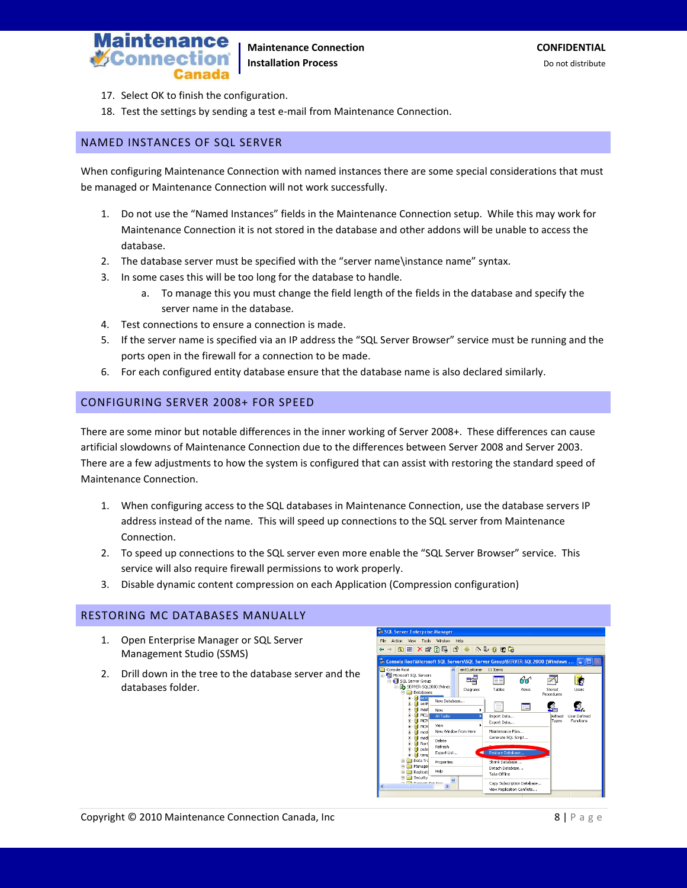17. Select OK to finish the configuration.
18. Test the settings by sending a test e-mail from Maintenance Connection.

## NAMED INSTANCES OF SQL SERVER

When configuring Maintenance Connection with named instances there are some special considerations that must be managed or Maintenance Connection will not work successfully.

1. Do not use the “Named Instances” fields in the Maintenance Connection setup. While this may work for Maintenance Connection it is not stored in the database and other addons will be unable to access the database.
2. The database server must be specified with the “server name\instance name” syntax.
3. In some cases this will be too long for the database to handle.
   a. To manage this you must change the field length of the fields in the database and specify the server name in the database.
4. Test connections to ensure a connection is made.
5. If the server name is specified via an IP address the “SQL Server Browser” service must be running and the ports open in the firewall for a connection to be made.
6. For each configured entity database ensure that the database name is also declared similarly.

## CONFIGURING SERVER 2008+ FOR SPEED

There are some minor but notable differences in the inner working of Server 2008+. These differences can cause artificial slowdowns of Maintenance Connection due to the differences between Server 2008 and Server 2003. There are a few adjustments to how the system is configured that can assist with restoring the standard speed of Maintenance Connection.

1. When configuring access to the SQL databases in Maintenance Connection, use the database servers IP address instead of the name. This will speed up connections to the SQL server from Maintenance Connection.
2. To speed up connections to the SQL server even more enable the “SQL Server Browser” service. This service will also require firewall permissions to work properly.
3. Disable dynamic content compression on each Application (Compression configuration)

## RESTORING MC DATABASES MANUALLY

1. Open Enterprise Manager or SQL Server Management Studio (SSMS)
2. Drill down in the tree to the database server and the databases folder.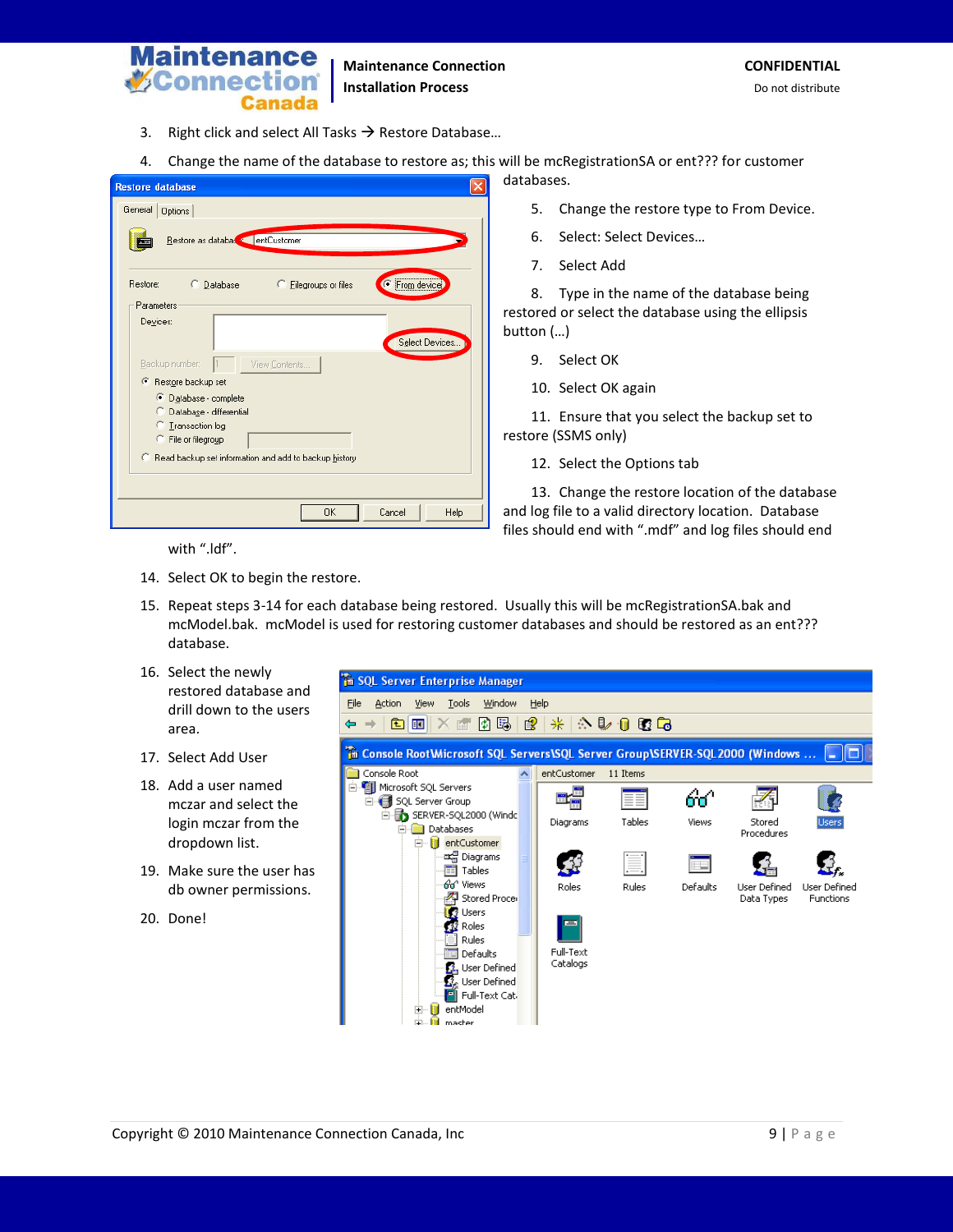3. Right click and select All Tasks → Restore Database…
4. Change the name of the database to restore as; this will be mcRegistrationSA or ent??? for customer databases.
5. Change the restore type to From Device.
6. Select: Select Devices…
7. Select Add
8. Type in the name of the database being restored or select the database using the ellipsis button (…)
9. Select OK
10. Select OK again
11. Ensure that you select the backup set to restore (SSMS only)
12. Select the Options tab
13. Change the restore location of the database and log file to a valid directory location. Database files should end with ".mdf" and log files should end with ".ldf".
14. Select OK to begin the restore.
15. Repeat steps 3-14 for each database being restored. Usually this will be mcRegistrationSA.bak and mcModel.bak. mcModel is used for restoring customer databases and should be restored as an ent??? database.
16. Select the newly restored database and drill down to the users area.
17. Select Add User
18. Add a user named mczar and select the login mczar from the dropdown list.
19. Make sure the user has db owner permissions.
20. Done!